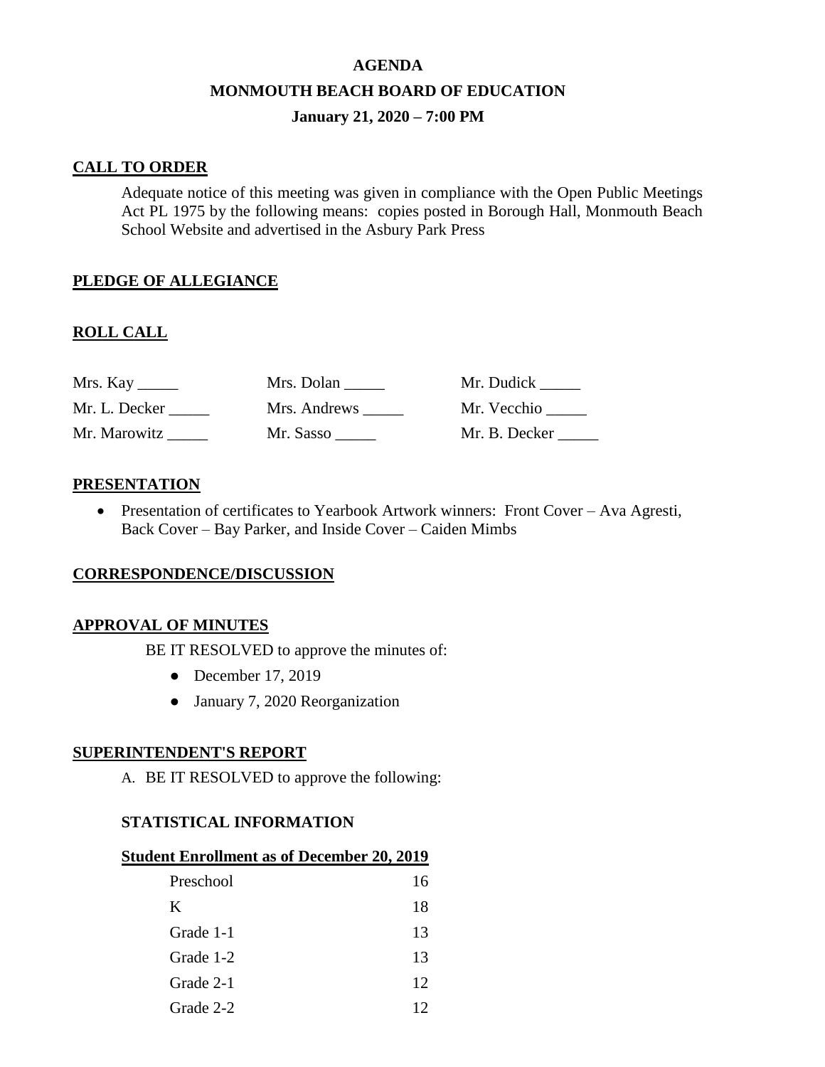**AGENDA**

**MONMOUTH BEACH BOARD OF EDUCATION**

**January 21, 2020 – 7:00 PM**

## CALL TO ORDER

Adequate notice of this meeting was given in compliance with the Open Public Meetings Act PL 1975 by the following means: copies posted in Borough Hall, Monmouth Beach School Website and advertised in the Asbury Park Press

## PLEDGE OF ALLEGIANCE

## ROLL CALL

| | | |
|---|---|---|
| Mrs. Kay _____ | Mrs. Dolan _____ | Mr. Dudick _____ |
| Mr. L. Decker _____ | Mrs. Andrews _____ | Mr. Vecchio _____ |
| Mr. Marowitz _____ | Mr. Sasso _____ | Mr. B. Decker _____ |

## PRESENTATION

- Presentation of certificates to Yearbook Artwork winners: Front Cover – Ava Agresti, Back Cover – Bay Parker, and Inside Cover – Caiden Mimbs

## CORRESPONDENCE/DISCUSSION

## APPROVAL OF MINUTES

BE IT RESOLVED to approve the minutes of:

- December 17, 2019
- January 7, 2020 Reorganization

## SUPERINTENDENT'S REPORT

A. BE IT RESOLVED to approve the following:

### STATISTICAL INFORMATION

**Student Enrollment as of December 20, 2019**

| | |
|---|---|
| Preschool | 16 |
| K | 18 |
| Grade 1-1 | 13 |
| Grade 1-2 | 13 |
| Grade 2-1 | 12 |
| Grade 2-2 | 12 |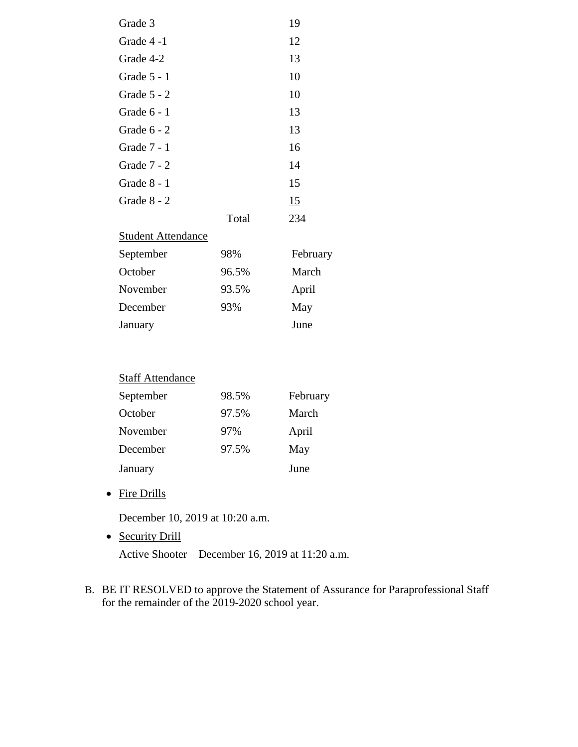| | | |
|---|---|---|
| Grade 3 | | 19 |
| Grade 4 -1 | | 12 |
| Grade 4-2 | | 13 |
| Grade 5 - 1 | | 10 |
| Grade 5 - 2 | | 10 |
| Grade 6 - 1 | | 13 |
| Grade 6 - 2 | | 13 |
| Grade 7 - 1 | | 16 |
| Grade 7 - 2 | | 14 |
| Grade 8 - 1 | | 15 |
| Grade 8 - 2 | | 15 |
| | Total | 234 |

Student Attendance

| | | | |
|---|---|---|---|
| September | 98% | February | |
| October | 96.5% | March | |
| November | 93.5% | April | |
| December | 93% | May | |
| January | | June | |

Staff Attendance

| | | | |
|---|---|---|---|
| September | 98.5% | February | |
| October | 97.5% | March | |
| November | 97% | April | |
| December | 97.5% | May | |
| January | | June | |

- Fire Drills

  December 10, 2019 at 10:20 a.m.

- Security Drill

  Active Shooter – December 16, 2019 at 11:20 a.m.

B. BE IT RESOLVED to approve the Statement of Assurance for Paraprofessional Staff for the remainder of the 2019-2020 school year.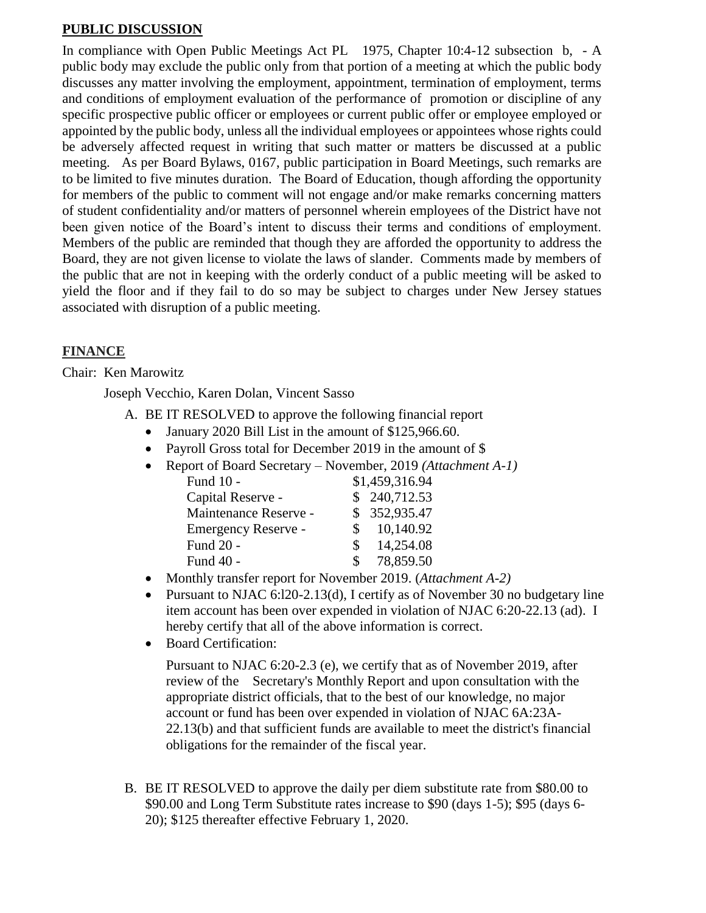**PUBLIC DISCUSSION**

In compliance with Open Public Meetings Act PL 1975, Chapter 10:4-12 subsection b, - A public body may exclude the public only from that portion of a meeting at which the public body discusses any matter involving the employment, appointment, termination of employment, terms and conditions of employment evaluation of the performance of promotion or discipline of any specific prospective public officer or employees or current public offer or employee employed or appointed by the public body, unless all the individual employees or appointees whose rights could be adversely affected request in writing that such matter or matters be discussed at a public meeting. As per Board Bylaws, 0167, public participation in Board Meetings, such remarks are to be limited to five minutes duration. The Board of Education, though affording the opportunity for members of the public to comment will not engage and/or make remarks concerning matters of student confidentiality and/or matters of personnel wherein employees of the District have not been given notice of the Board's intent to discuss their terms and conditions of employment. Members of the public are reminded that though they are afforded the opportunity to address the Board, they are not given license to violate the laws of slander. Comments made by members of the public that are not in keeping with the orderly conduct of a public meeting will be asked to yield the floor and if they fail to do so may be subject to charges under New Jersey statues associated with disruption of a public meeting.

**FINANCE**

Chair: Ken Marowitz

Joseph Vecchio, Karen Dolan, Vincent Sasso

A. BE IT RESOLVED to approve the following financial report
   - January 2020 Bill List in the amount of $125,966.60.
   - Payroll Gross total for December 2019 in the amount of $
   - Report of Board Secretary – November, 2019 *(Attachment A-1)*

     | | |
     |---|---|
     | Fund 10 - | $1,459,316.94 |
     | Capital Reserve - | $ 240,712.53 |
     | Maintenance Reserve - | $ 352,935.47 |
     | Emergency Reserve - | $ 10,140.92 |
     | Fund 20 - | $ 14,254.08 |
     | Fund 40 - | $ 78,859.50 |

   - Monthly transfer report for November 2019. (*Attachment A-2)*
   - Pursuant to NJAC 6:l20-2.13(d), I certify as of November 30 no budgetary line item account has been over expended in violation of NJAC 6:20-22.13 (ad). I hereby certify that all of the above information is correct.
   - Board Certification:

     Pursuant to NJAC 6:20-2.3 (e), we certify that as of November 2019, after review of the Secretary's Monthly Report and upon consultation with the appropriate district officials, that to the best of our knowledge, no major account or fund has been over expended in violation of NJAC 6A:23A-22.13(b) and that sufficient funds are available to meet the district's financial obligations for the remainder of the fiscal year.

B. BE IT RESOLVED to approve the daily per diem substitute rate from $80.00 to $90.00 and Long Term Substitute rates increase to $90 (days 1-5); $95 (days 6-20); $125 thereafter effective February 1, 2020.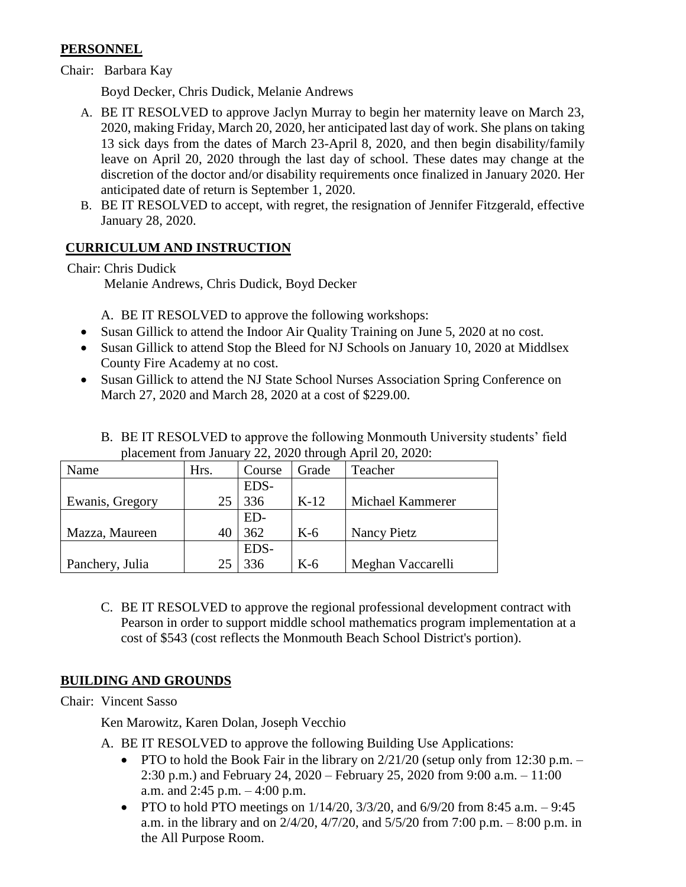## PERSONNEL

Chair: Barbara Kay

Boyd Decker, Chris Dudick, Melanie Andrews

A. BE IT RESOLVED to approve Jaclyn Murray to begin her maternity leave on March 23, 2020, making Friday, March 20, 2020, her anticipated last day of work. She plans on taking 13 sick days from the dates of March 23-April 8, 2020, and then begin disability/family leave on April 20, 2020 through the last day of school. These dates may change at the discretion of the doctor and/or disability requirements once finalized in January 2020. Her anticipated date of return is September 1, 2020.
B. BE IT RESOLVED to accept, with regret, the resignation of Jennifer Fitzgerald, effective January 28, 2020.

## CURRICULUM AND INSTRUCTION

Chair: Chris Dudick

Melanie Andrews, Chris Dudick, Boyd Decker

A. BE IT RESOLVED to approve the following workshops:

- Susan Gillick to attend the Indoor Air Quality Training on June 5, 2020 at no cost.
- Susan Gillick to attend Stop the Bleed for NJ Schools on January 10, 2020 at Middlsex County Fire Academy at no cost.
- Susan Gillick to attend the NJ State School Nurses Association Spring Conference on March 27, 2020 and March 28, 2020 at a cost of $229.00.

B. BE IT RESOLVED to approve the following Monmouth University students' field placement from January 22, 2020 through April 20, 2020:

| Name | Hrs. | Course | Grade | Teacher |
|---|---|---|---|---|
| Ewanis, Gregory | 25 | EDS-336 | K-12 | Michael Kammerer |
| Mazza, Maureen | 40 | ED-362 | K-6 | Nancy Pietz |
| Panchery, Julia | 25 | EDS-336 | K-6 | Meghan Vaccarelli |

C. BE IT RESOLVED to approve the regional professional development contract with Pearson in order to support middle school mathematics program implementation at a cost of $543 (cost reflects the Monmouth Beach School District's portion).

## BUILDING AND GROUNDS

Chair: Vincent Sasso

Ken Marowitz, Karen Dolan, Joseph Vecchio

A. BE IT RESOLVED to approve the following Building Use Applications:
   - PTO to hold the Book Fair in the library on 2/21/20 (setup only from 12:30 p.m. – 2:30 p.m.) and February 24, 2020 – February 25, 2020 from 9:00 a.m. – 11:00 a.m. and 2:45 p.m. – 4:00 p.m.
   - PTO to hold PTO meetings on 1/14/20, 3/3/20, and 6/9/20 from 8:45 a.m. – 9:45 a.m. in the library and on 2/4/20, 4/7/20, and 5/5/20 from 7:00 p.m. – 8:00 p.m. in the All Purpose Room.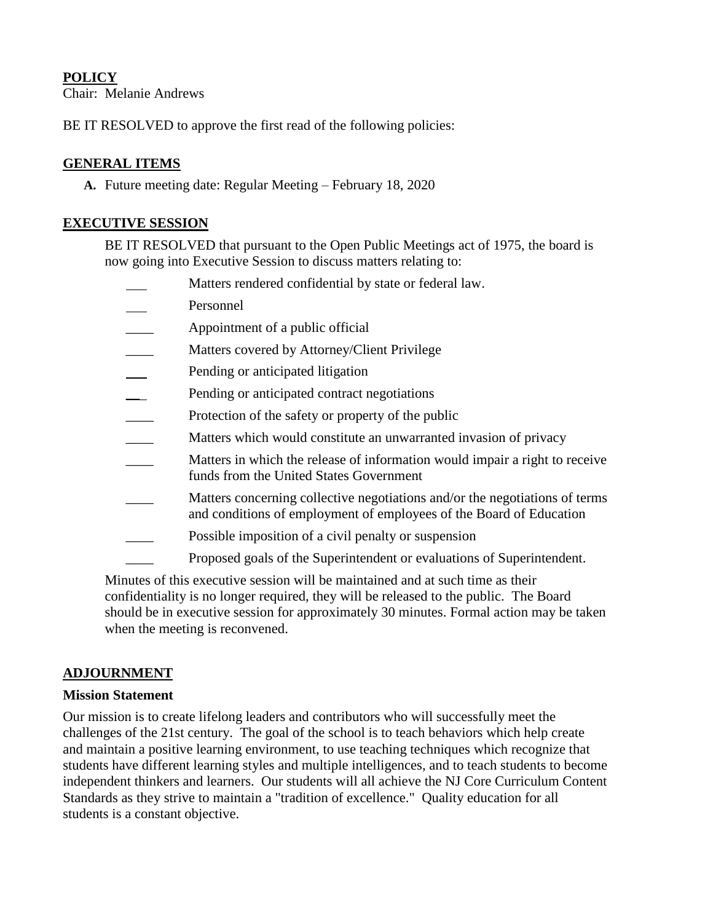**POLICY**

Chair: Melanie Andrews

BE IT RESOLVED to approve the first read of the following policies:

**GENERAL ITEMS**

**A.** Future meeting date: Regular Meeting – February 18, 2020

**EXECUTIVE SESSION**

BE IT RESOLVED that pursuant to the Open Public Meetings act of 1975, the board is now going into Executive Session to discuss matters relating to:

\_\_\_ Matters rendered confidential by state or federal law.

\_\_\_ Personnel

\_\_\_\_ Appointment of a public official

\_\_\_\_ Matters covered by Attorney/Client Privilege

\_\_\_ Pending or anticipated litigation

\_\_\_ Pending or anticipated contract negotiations

\_\_\_\_ Protection of the safety or property of the public

\_\_\_\_ Matters which would constitute an unwarranted invasion of privacy

\_\_\_\_ Matters in which the release of information would impair a right to receive funds from the United States Government

\_\_\_\_ Matters concerning collective negotiations and/or the negotiations of terms and conditions of employment of employees of the Board of Education

\_\_\_\_ Possible imposition of a civil penalty or suspension

\_\_\_\_ Proposed goals of the Superintendent or evaluations of Superintendent.

Minutes of this executive session will be maintained and at such time as their confidentiality is no longer required, they will be released to the public. The Board should be in executive session for approximately 30 minutes. Formal action may be taken when the meeting is reconvened.

**ADJOURNMENT**

**Mission Statement**

Our mission is to create lifelong leaders and contributors who will successfully meet the challenges of the 21st century. The goal of the school is to teach behaviors which help create and maintain a positive learning environment, to use teaching techniques which recognize that students have different learning styles and multiple intelligences, and to teach students to become independent thinkers and learners. Our students will all achieve the NJ Core Curriculum Content Standards as they strive to maintain a "tradition of excellence." Quality education for all students is a constant objective.